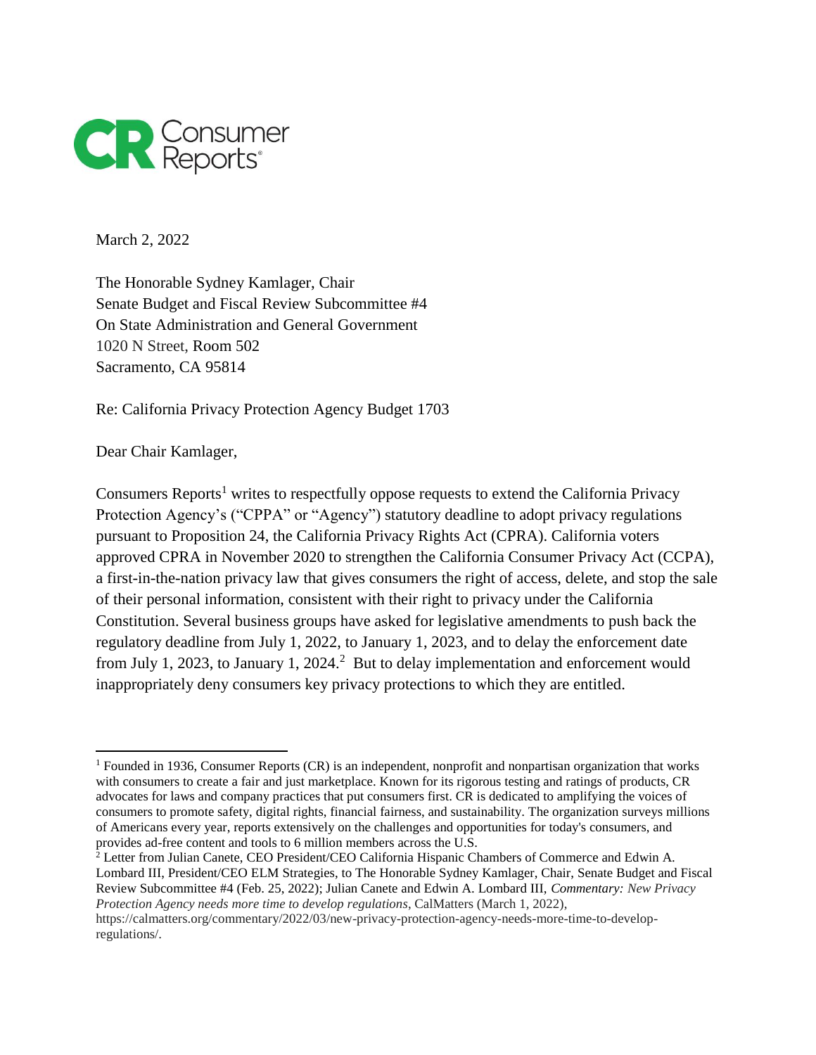March 2, 2022

The Honorable Sydney Kamlager, Chair
Senate Budget and Fiscal Review Subcommittee #4
On State Administration and General Government
1020 N Street, Room 502
Sacramento, CA 95814

Re: California Privacy Protection Agency Budget 1703

Dear Chair Kamlager,

Consumers Reports[1] writes to respectfully oppose requests to extend the California Privacy Protection Agency's ("CPPA" or "Agency") statutory deadline to adopt privacy regulations pursuant to Proposition 24, the California Privacy Rights Act (CPRA). California voters approved CPRA in November 2020 to strengthen the California Consumer Privacy Act (CCPA), a first-in-the-nation privacy law that gives consumers the right of access, delete, and stop the sale of their personal information, consistent with their right to privacy under the California Constitution. Several business groups have asked for legislative amendments to push back the regulatory deadline from July 1, 2022, to January 1, 2023, and to delay the enforcement date from July 1, 2023, to January 1, 2024.[2] But to delay implementation and enforcement would inappropriately deny consumers key privacy protections to which they are entitled.

---

[1] Founded in 1936, Consumer Reports (CR) is an independent, nonprofit and nonpartisan organization that works with consumers to create a fair and just marketplace. Known for its rigorous testing and ratings of products, CR advocates for laws and company practices that put consumers first. CR is dedicated to amplifying the voices of consumers to promote safety, digital rights, financial fairness, and sustainability. The organization surveys millions of Americans every year, reports extensively on the challenges and opportunities for today's consumers, and provides ad-free content and tools to 6 million members across the U.S.

[2] Letter from Julian Canete, CEO President/CEO California Hispanic Chambers of Commerce and Edwin A. Lombard III, President/CEO ELM Strategies, to The Honorable Sydney Kamlager, Chair, Senate Budget and Fiscal Review Subcommittee #4 (Feb. 25, 2022); Julian Canete and Edwin A. Lombard III, *Commentary: New Privacy Protection Agency needs more time to develop regulations*, CalMatters (March 1, 2022), https://calmatters.org/commentary/2022/03/new-privacy-protection-agency-needs-more-time-to-develop-regulations/.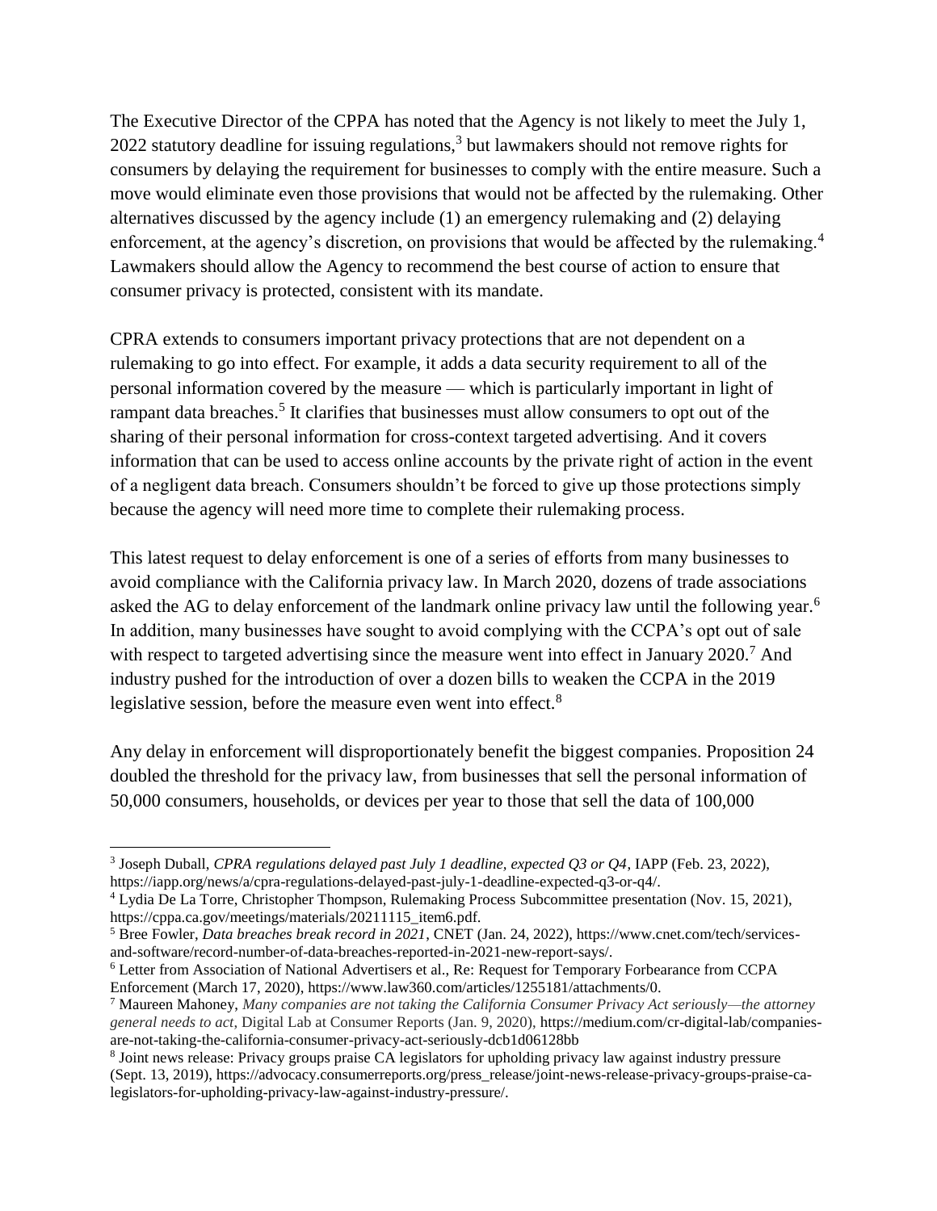The Executive Director of the CPPA has noted that the Agency is not likely to meet the July 1, 2022 statutory deadline for issuing regulations,[3] but lawmakers should not remove rights for consumers by delaying the requirement for businesses to comply with the entire measure. Such a move would eliminate even those provisions that would not be affected by the rulemaking. Other alternatives discussed by the agency include (1) an emergency rulemaking and (2) delaying enforcement, at the agency's discretion, on provisions that would be affected by the rulemaking.[4] Lawmakers should allow the Agency to recommend the best course of action to ensure that consumer privacy is protected, consistent with its mandate.

CPRA extends to consumers important privacy protections that are not dependent on a rulemaking to go into effect. For example, it adds a data security requirement to all of the personal information covered by the measure — which is particularly important in light of rampant data breaches.[5] It clarifies that businesses must allow consumers to opt out of the sharing of their personal information for cross-context targeted advertising. And it covers information that can be used to access online accounts by the private right of action in the event of a negligent data breach. Consumers shouldn't be forced to give up those protections simply because the agency will need more time to complete their rulemaking process.

This latest request to delay enforcement is one of a series of efforts from many businesses to avoid compliance with the California privacy law. In March 2020, dozens of trade associations asked the AG to delay enforcement of the landmark online privacy law until the following year.[6] In addition, many businesses have sought to avoid complying with the CCPA's opt out of sale with respect to targeted advertising since the measure went into effect in January 2020.[7] And industry pushed for the introduction of over a dozen bills to weaken the CCPA in the 2019 legislative session, before the measure even went into effect.[8]

Any delay in enforcement will disproportionately benefit the biggest companies. Proposition 24 doubled the threshold for the privacy law, from businesses that sell the personal information of 50,000 consumers, households, or devices per year to those that sell the data of 100,000

---

[3] Joseph Duball, *CPRA regulations delayed past July 1 deadline, expected Q3 or Q4*, IAPP (Feb. 23, 2022), https://iapp.org/news/a/cpra-regulations-delayed-past-july-1-deadline-expected-q3-or-q4/.

[4] Lydia De La Torre, Christopher Thompson, Rulemaking Process Subcommittee presentation (Nov. 15, 2021), https://cppa.ca.gov/meetings/materials/20211115_item6.pdf.

[5] Bree Fowler, *Data breaches break record in 2021*, CNET (Jan. 24, 2022), https://www.cnet.com/tech/services-and-software/record-number-of-data-breaches-reported-in-2021-new-report-says/.

[6] Letter from Association of National Advertisers et al., Re: Request for Temporary Forbearance from CCPA Enforcement (March 17, 2020), https://www.law360.com/articles/1255181/attachments/0.

[7] Maureen Mahoney, *Many companies are not taking the California Consumer Privacy Act seriously—the attorney general needs to act*, Digital Lab at Consumer Reports (Jan. 9, 2020), https://medium.com/cr-digital-lab/companies-are-not-taking-the-california-consumer-privacy-act-seriously-dcb1d06128bb

[8] Joint news release: Privacy groups praise CA legislators for upholding privacy law against industry pressure (Sept. 13, 2019), https://advocacy.consumerreports.org/press_release/joint-news-release-privacy-groups-praise-ca-legislators-for-upholding-privacy-law-against-industry-pressure/.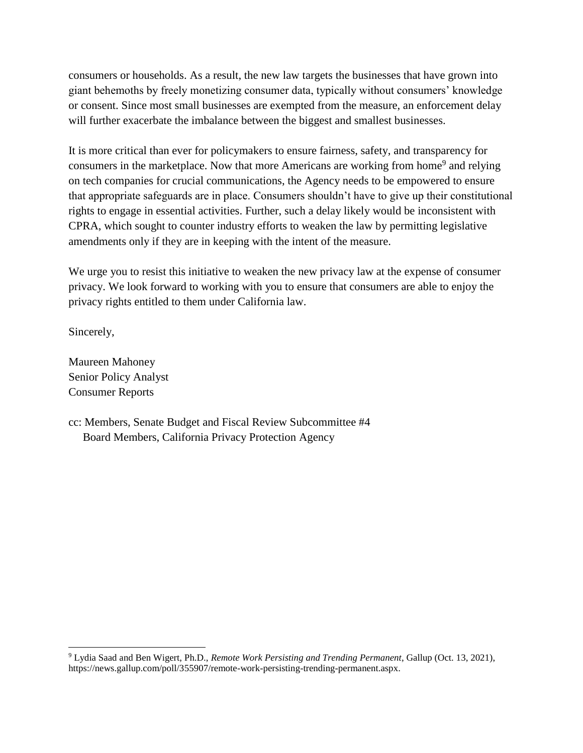consumers or households. As a result, the new law targets the businesses that have grown into giant behemoths by freely monetizing consumer data, typically without consumers' knowledge or consent. Since most small businesses are exempted from the measure, an enforcement delay will further exacerbate the imbalance between the biggest and smallest businesses.

It is more critical than ever for policymakers to ensure fairness, safety, and transparency for consumers in the marketplace. Now that more Americans are working from home[9] and relying on tech companies for crucial communications, the Agency needs to be empowered to ensure that appropriate safeguards are in place. Consumers shouldn't have to give up their constitutional rights to engage in essential activities. Further, such a delay likely would be inconsistent with CPRA, which sought to counter industry efforts to weaken the law by permitting legislative amendments only if they are in keeping with the intent of the measure.

We urge you to resist this initiative to weaken the new privacy law at the expense of consumer privacy. We look forward to working with you to ensure that consumers are able to enjoy the privacy rights entitled to them under California law.

Sincerely,

Maureen Mahoney  
Senior Policy Analyst  
Consumer Reports

cc: Members, Senate Budget and Fiscal Review Subcommittee #4  
Board Members, California Privacy Protection Agency

---

[9] Lydia Saad and Ben Wigert, Ph.D., *Remote Work Persisting and Trending Permanent*, Gallup (Oct. 13, 2021), https://news.gallup.com/poll/355907/remote-work-persisting-trending-permanent.aspx.